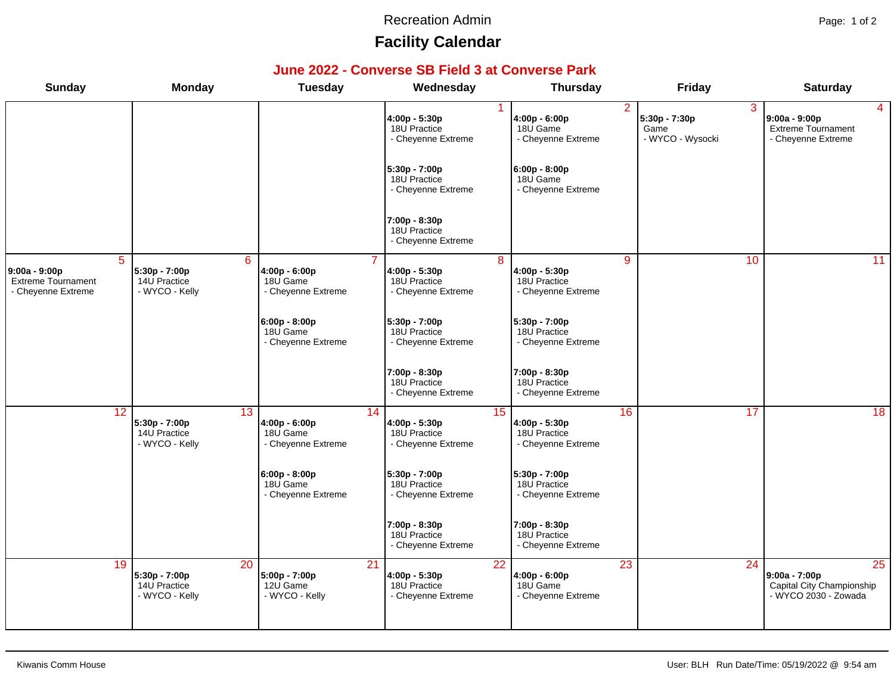Recreation Admin

# Facility Calendar

## June 2022 - Converse SB Field 3 at Converse Park

| Sunday | Monday | Tuesday | Wednesday | Thursday | Friday | Saturday |
|---|---|---|---|---|---|---|
| | | | **1**<br>**4:00p - 5:30p**<br>18U Practice<br>- Cheyenne Extreme<br><br>**5:30p - 7:00p**<br>18U Practice<br>- Cheyenne Extreme<br><br>**7:00p - 8:30p**<br>18U Practice<br>- Cheyenne Extreme | **2**<br>**4:00p - 6:00p**<br>18U Game<br>- Cheyenne Extreme<br><br>**6:00p - 8:00p**<br>18U Game<br>- Cheyenne Extreme | **3**<br>**5:30p - 7:30p**<br>Game<br>- WYCO - Wysocki | **4**<br>**9:00a - 9:00p**<br>Extreme Tournament<br>- Cheyenne Extreme |
| **5**<br>**9:00a - 9:00p**<br>Extreme Tournament<br>- Cheyenne Extreme | **6**<br>**5:30p - 7:00p**<br>14U Practice<br>- WYCO - Kelly | **7**<br>**4:00p - 6:00p**<br>18U Game<br>- Cheyenne Extreme<br><br>**6:00p - 8:00p**<br>18U Game<br>- Cheyenne Extreme | **8**<br>**4:00p - 5:30p**<br>18U Practice<br>- Cheyenne Extreme<br><br>**5:30p - 7:00p**<br>18U Practice<br>- Cheyenne Extreme<br><br>**7:00p - 8:30p**<br>18U Practice<br>- Cheyenne Extreme | **9**<br>**4:00p - 5:30p**<br>18U Practice<br>- Cheyenne Extreme<br><br>**5:30p - 7:00p**<br>18U Practice<br>- Cheyenne Extreme<br><br>**7:00p - 8:30p**<br>18U Practice<br>- Cheyenne Extreme | **10** | **11** |
| **12** | **13**<br>**5:30p - 7:00p**<br>14U Practice<br>- WYCO - Kelly | **14**<br>**4:00p - 6:00p**<br>18U Game<br>- Cheyenne Extreme<br><br>**6:00p - 8:00p**<br>18U Game<br>- Cheyenne Extreme | **15**<br>**4:00p - 5:30p**<br>18U Practice<br>- Cheyenne Extreme<br><br>**5:30p - 7:00p**<br>18U Practice<br>- Cheyenne Extreme<br><br>**7:00p - 8:30p**<br>18U Practice<br>- Cheyenne Extreme | **16**<br>**4:00p - 5:30p**<br>18U Practice<br>- Cheyenne Extreme<br><br>**5:30p - 7:00p**<br>18U Practice<br>- Cheyenne Extreme<br><br>**7:00p - 8:30p**<br>18U Practice<br>- Cheyenne Extreme | **17** | **18** |
| **19** | **20**<br>**5:30p - 7:00p**<br>14U Practice<br>- WYCO - Kelly | **21**<br>**5:00p - 7:00p**<br>12U Game<br>- WYCO - Kelly | **22**<br>**4:00p - 5:30p**<br>18U Practice<br>- Cheyenne Extreme | **23**<br>**4:00p - 6:00p**<br>18U Game<br>- Cheyenne Extreme | **24** | **25**<br>**9:00a - 7:00p**<br>Capital City Championship<br>- WYCO 2030 - Zowada |

Kiwanis Comm House

User: BLH Run Date/Time: 05/19/2022 @ 9:54 am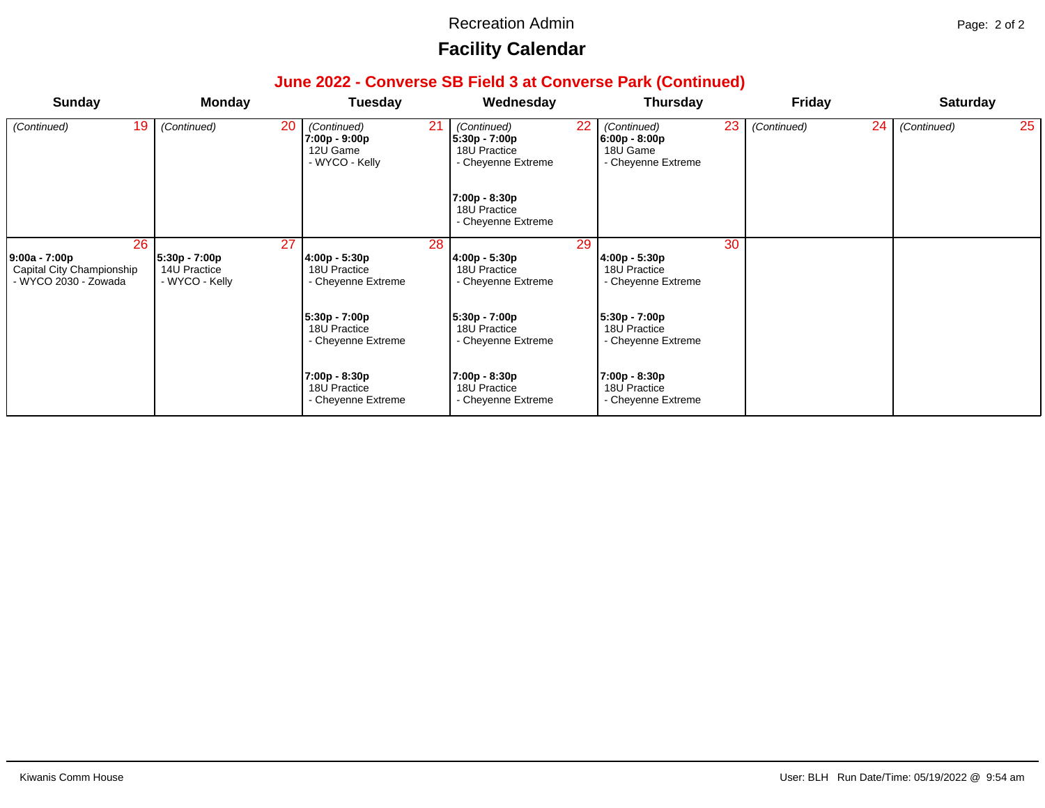Recreation Admin

# Facility Calendar

## June 2022 - Converse SB Field 3 at Converse Park (Continued)

| Sunday | Monday | Tuesday | Wednesday | Thursday | Friday | Saturday |
|---|---|---|---|---|---|---|
| 19 *(Continued)* | 20 *(Continued)* | 21 *(Continued)*<br>**7:00p - 9:00p**<br>12U Game<br>- WYCO - Kelly | 22 *(Continued)*<br>**5:30p - 7:00p**<br>18U Practice<br>- Cheyenne Extreme<br><br>**7:00p - 8:30p**<br>18U Practice<br>- Cheyenne Extreme | 23 *(Continued)*<br>**6:00p - 8:00p**<br>18U Game<br>- Cheyenne Extreme | 24 *(Continued)* | 25 *(Continued)* |
| 26<br>**9:00a - 7:00p**<br>Capital City Championship<br>- WYCO 2030 - Zowada | 27<br>**5:30p - 7:00p**<br>14U Practice<br>- WYCO - Kelly | 28<br>**4:00p - 5:30p**<br>18U Practice<br>- Cheyenne Extreme<br><br>**5:30p - 7:00p**<br>18U Practice<br>- Cheyenne Extreme<br><br>**7:00p - 8:30p**<br>18U Practice<br>- Cheyenne Extreme | 29<br>**4:00p - 5:30p**<br>18U Practice<br>- Cheyenne Extreme<br><br>**5:30p - 7:00p**<br>18U Practice<br>- Cheyenne Extreme<br><br>**7:00p - 8:30p**<br>18U Practice<br>- Cheyenne Extreme | 30<br>**4:00p - 5:30p**<br>18U Practice<br>- Cheyenne Extreme<br><br>**5:30p - 7:00p**<br>18U Practice<br>- Cheyenne Extreme<br><br>**7:00p - 8:30p**<br>18U Practice<br>- Cheyenne Extreme | | |

Kiwanis Comm House

User: BLH Run Date/Time: 05/19/2022 @ 9:54 am